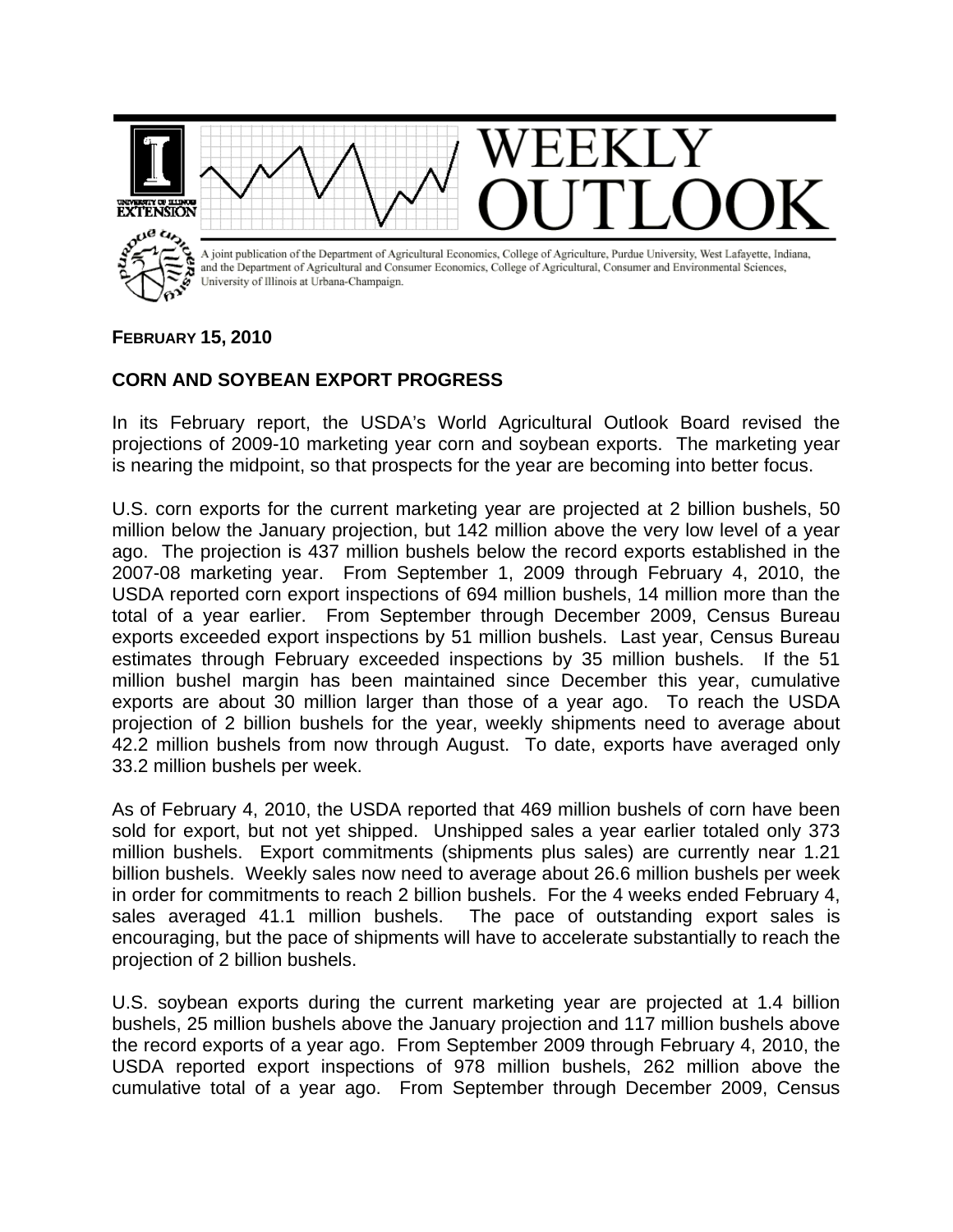# WEEKLY OUTLOOK

A joint publication of the Department of Agricultural Economics, College of Agriculture, Purdue University, West Lafayette, Indiana, and the Department of Agricultural and Consumer Economics, College of Agricultural, Consumer and Environmental Sciences, University of Illinois at Urbana-Champaign.

**FEBRUARY 15, 2010**

## CORN AND SOYBEAN EXPORT PROGRESS

In its February report, the USDA's World Agricultural Outlook Board revised the projections of 2009-10 marketing year corn and soybean exports. The marketing year is nearing the midpoint, so that prospects for the year are becoming into better focus.

U.S. corn exports for the current marketing year are projected at 2 billion bushels, 50 million below the January projection, but 142 million above the very low level of a year ago. The projection is 437 million bushels below the record exports established in the 2007-08 marketing year. From September 1, 2009 through February 4, 2010, the USDA reported corn export inspections of 694 million bushels, 14 million more than the total of a year earlier. From September through December 2009, Census Bureau exports exceeded export inspections by 51 million bushels. Last year, Census Bureau estimates through February exceeded inspections by 35 million bushels. If the 51 million bushel margin has been maintained since December this year, cumulative exports are about 30 million larger than those of a year ago. To reach the USDA projection of 2 billion bushels for the year, weekly shipments need to average about 42.2 million bushels from now through August. To date, exports have averaged only 33.2 million bushels per week.

As of February 4, 2010, the USDA reported that 469 million bushels of corn have been sold for export, but not yet shipped. Unshipped sales a year earlier totaled only 373 million bushels. Export commitments (shipments plus sales) are currently near 1.21 billion bushels. Weekly sales now need to average about 26.6 million bushels per week in order for commitments to reach 2 billion bushels. For the 4 weeks ended February 4, sales averaged 41.1 million bushels. The pace of outstanding export sales is encouraging, but the pace of shipments will have to accelerate substantially to reach the projection of 2 billion bushels.

U.S. soybean exports during the current marketing year are projected at 1.4 billion bushels, 25 million bushels above the January projection and 117 million bushels above the record exports of a year ago. From September 2009 through February 4, 2010, the USDA reported export inspections of 978 million bushels, 262 million above the cumulative total of a year ago. From September through December 2009, Census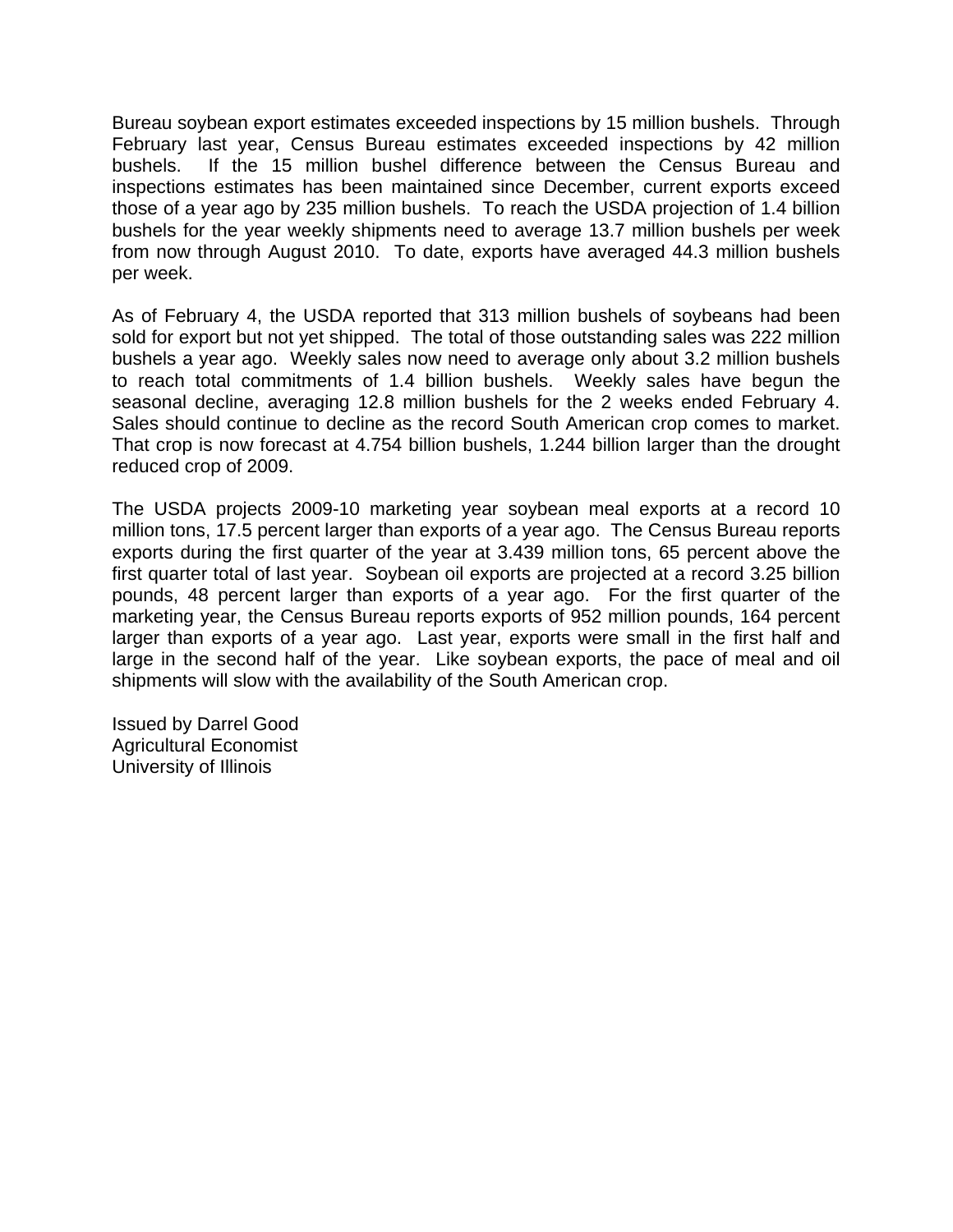Bureau soybean export estimates exceeded inspections by 15 million bushels. Through February last year, Census Bureau estimates exceeded inspections by 42 million bushels. If the 15 million bushel difference between the Census Bureau and inspections estimates has been maintained since December, current exports exceed those of a year ago by 235 million bushels. To reach the USDA projection of 1.4 billion bushels for the year weekly shipments need to average 13.7 million bushels per week from now through August 2010. To date, exports have averaged 44.3 million bushels per week.

As of February 4, the USDA reported that 313 million bushels of soybeans had been sold for export but not yet shipped. The total of those outstanding sales was 222 million bushels a year ago. Weekly sales now need to average only about 3.2 million bushels to reach total commitments of 1.4 billion bushels. Weekly sales have begun the seasonal decline, averaging 12.8 million bushels for the 2 weeks ended February 4. Sales should continue to decline as the record South American crop comes to market. That crop is now forecast at 4.754 billion bushels, 1.244 billion larger than the drought reduced crop of 2009.

The USDA projects 2009-10 marketing year soybean meal exports at a record 10 million tons, 17.5 percent larger than exports of a year ago. The Census Bureau reports exports during the first quarter of the year at 3.439 million tons, 65 percent above the first quarter total of last year. Soybean oil exports are projected at a record 3.25 billion pounds, 48 percent larger than exports of a year ago. For the first quarter of the marketing year, the Census Bureau reports exports of 952 million pounds, 164 percent larger than exports of a year ago. Last year, exports were small in the first half and large in the second half of the year. Like soybean exports, the pace of meal and oil shipments will slow with the availability of the South American crop.

Issued by Darrel Good
Agricultural Economist
University of Illinois